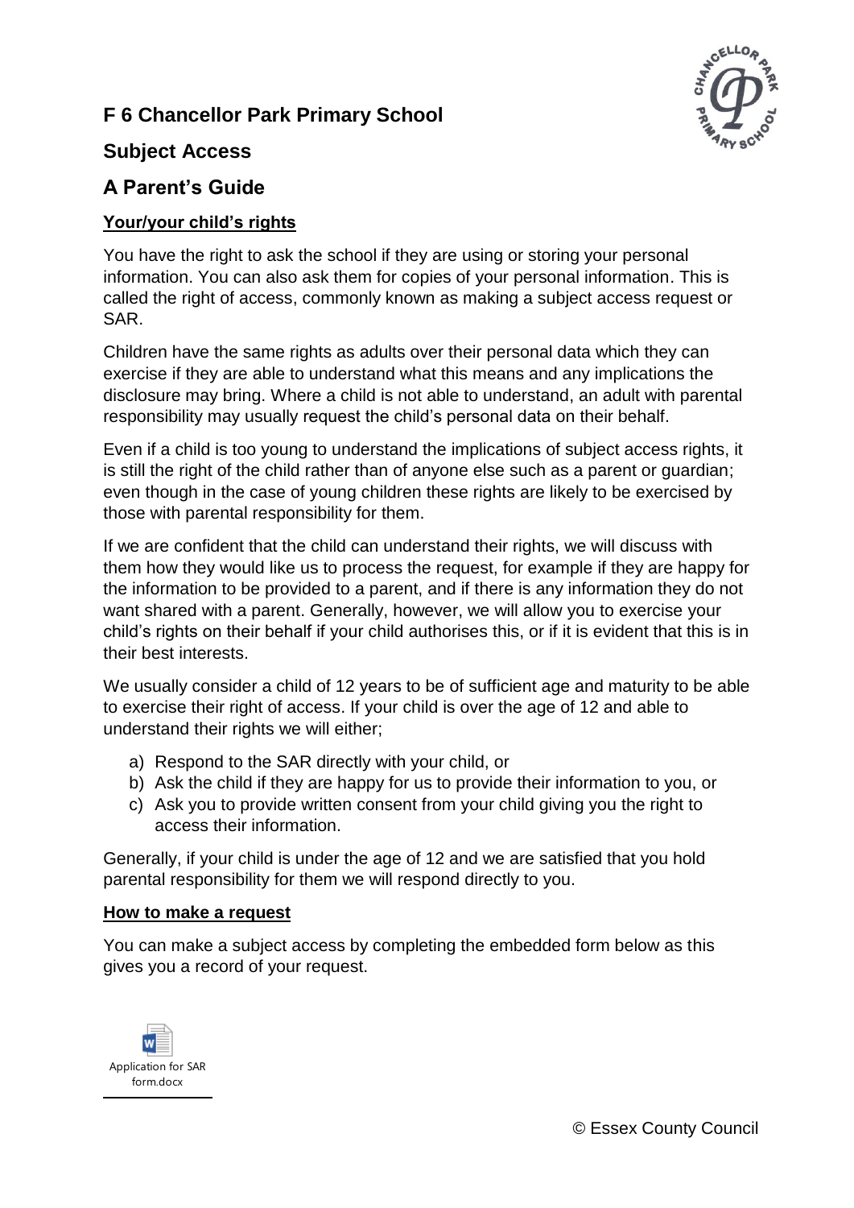# F 6 Chancellor Park Primary School

## Subject Access

## A Parent's Guide

### Your/your child's rights

You have the right to ask the school if they are using or storing your personal information. You can also ask them for copies of your personal information. This is called the right of access, commonly known as making a subject access request or SAR.

Children have the same rights as adults over their personal data which they can exercise if they are able to understand what this means and any implications the disclosure may bring. Where a child is not able to understand, an adult with parental responsibility may usually request the child's personal data on their behalf.

Even if a child is too young to understand the implications of subject access rights, it is still the right of the child rather than of anyone else such as a parent or guardian; even though in the case of young children these rights are likely to be exercised by those with parental responsibility for them.

If we are confident that the child can understand their rights, we will discuss with them how they would like us to process the request, for example if they are happy for the information to be provided to a parent, and if there is any information they do not want shared with a parent. Generally, however, we will allow you to exercise your child's rights on their behalf if your child authorises this, or if it is evident that this is in their best interests.

We usually consider a child of 12 years to be of sufficient age and maturity to be able to exercise their right of access. If your child is over the age of 12 and able to understand their rights we will either;

a) Respond to the SAR directly with your child, or
b) Ask the child if they are happy for us to provide their information to you, or
c) Ask you to provide written consent from your child giving you the right to access their information.

Generally, if your child is under the age of 12 and we are satisfied that you hold parental responsibility for them we will respond directly to you.

### How to make a request

You can make a subject access by completing the embedded form below as this gives you a record of your request.

Application for SAR form.docx

© Essex County Council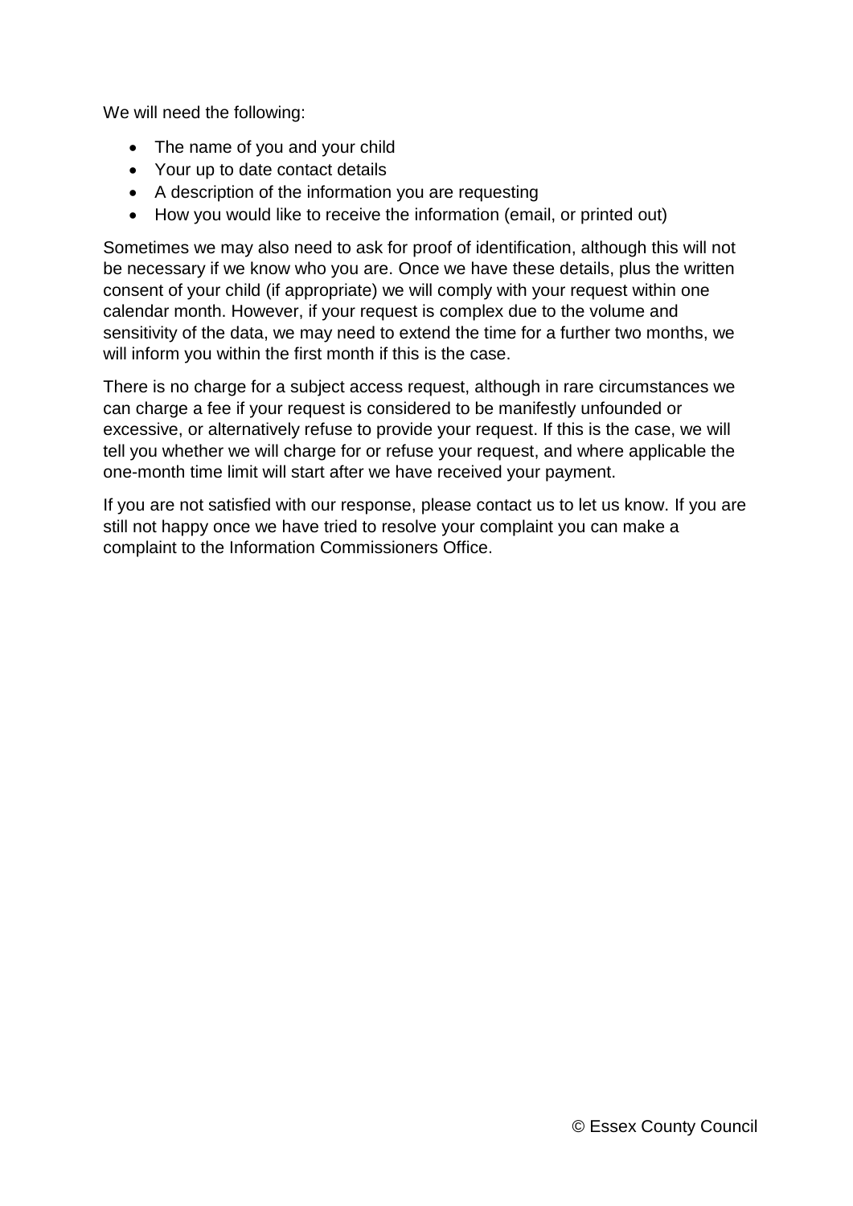We will need the following:

- The name of you and your child
- Your up to date contact details
- A description of the information you are requesting
- How you would like to receive the information (email, or printed out)

Sometimes we may also need to ask for proof of identification, although this will not be necessary if we know who you are. Once we have these details, plus the written consent of your child (if appropriate) we will comply with your request within one calendar month. However, if your request is complex due to the volume and sensitivity of the data, we may need to extend the time for a further two months, we will inform you within the first month if this is the case.

There is no charge for a subject access request, although in rare circumstances we can charge a fee if your request is considered to be manifestly unfounded or excessive, or alternatively refuse to provide your request. If this is the case, we will tell you whether we will charge for or refuse your request, and where applicable the one-month time limit will start after we have received your payment.

If you are not satisfied with our response, please contact us to let us know. If you are still not happy once we have tried to resolve your complaint you can make a complaint to the Information Commissioners Office.

© Essex County Council